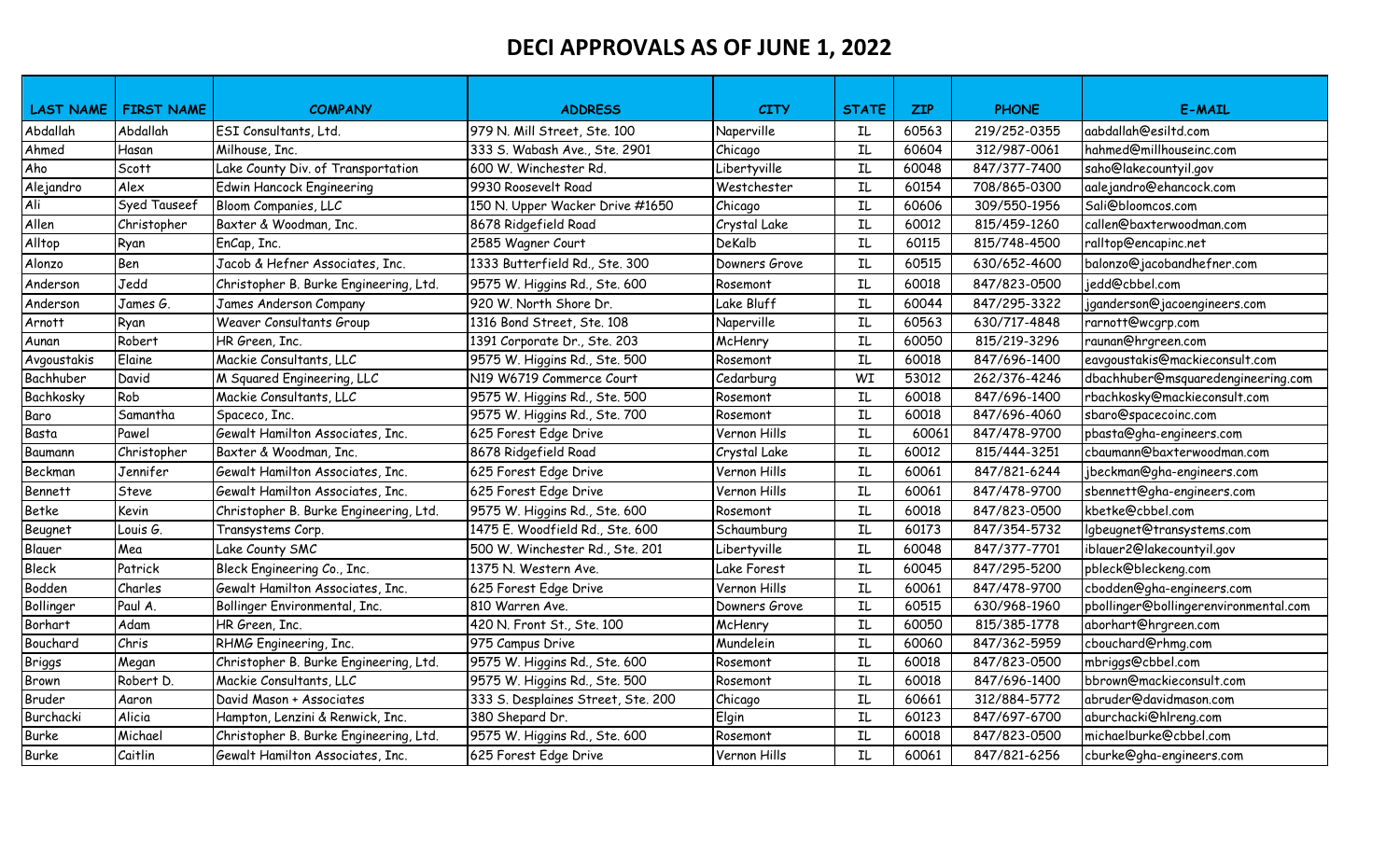# DECI APPROVALS AS OF JUNE 1, 2022

| LAST NAME | FIRST NAME | COMPANY | ADDRESS | CITY | STATE | ZIP | PHONE | E-MAIL |
|---|---|---|---|---|---|---|---|---|
| Abdallah | Abdallah | ESI Consultants, Ltd. | 979 N. Mill Street, Ste. 100 | Naperville | IL | 60563 | 219/252-0355 | aabdallah@esiltd.com |
| Ahmed | Hasan | Milhouse, Inc. | 333 S. Wabash Ave., Ste. 2901 | Chicago | IL | 60604 | 312/987-0061 | hahmed@millhouseinc.com |
| Aho | Scott | Lake County Div. of Transportation | 600 W. Winchester Rd. | Libertyville | IL | 60048 | 847/377-7400 | saho@lakecountyil.gov |
| Alejandro | Alex | Edwin Hancock Engineering | 9930 Roosevelt Road | Westchester | IL | 60154 | 708/865-0300 | aalejandro@ehancock.com |
| Ali | Syed Tauseef | Bloom Companies, LLC | 150 N. Upper Wacker Drive #1650 | Chicago | IL | 60606 | 309/550-1956 | Sali@bloomcos.com |
| Allen | Christopher | Baxter & Woodman, Inc. | 8678 Ridgefield Road | Crystal Lake | IL | 60012 | 815/459-1260 | callen@baxterwoodman.com |
| Alltop | Ryan | EnCap, Inc. | 2585 Wagner Court | DeKalb | IL | 60115 | 815/748-4500 | ralltop@encapinc.net |
| Alonzo | Ben | Jacob & Hefner Associates, Inc. | 1333 Butterfield Rd., Ste. 300 | Downers Grove | IL | 60515 | 630/652-4600 | balonzo@jacobandhefner.com |
| Anderson | Jedd | Christopher B. Burke Engineering, Ltd. | 9575 W. Higgins Rd., Ste. 600 | Rosemont | IL | 60018 | 847/823-0500 | jedd@cbbel.com |
| Anderson | James G. | James Anderson Company | 920 W. North Shore Dr. | Lake Bluff | IL | 60044 | 847/295-3322 | jganderson@jacoengineers.com |
| Arnott | Ryan | Weaver Consultants Group | 1316 Bond Street, Ste. 108 | Naperville | IL | 60563 | 630/717-4848 | rarnott@wcgrp.com |
| Aunan | Robert | HR Green, Inc. | 1391 Corporate Dr., Ste. 203 | McHenry | IL | 60050 | 815/219-3296 | raunan@hrgreen.com |
| Avgoustakis | Elaine | Mackie Consultants, LLC | 9575 W. Higgins Rd., Ste. 500 | Rosemont | IL | 60018 | 847/696-1400 | eavgoustakis@mackieconsult.com |
| Bachhuber | David | M Squared Engineering, LLC | N19 W6719 Commerce Court | Cedarburg | WI | 53012 | 262/376-4246 | dbachhuber@msquaredengineering.com |
| Bachkosky | Rob | Mackie Consultants, LLC | 9575 W. Higgins Rd., Ste. 500 | Rosemont | IL | 60018 | 847/696-1400 | rbachkosky@mackieconsult.com |
| Baro | Samantha | Spaceco, Inc. | 9575 W. Higgins Rd., Ste. 700 | Rosemont | IL | 60018 | 847/696-4060 | sbaro@spacecoinc.com |
| Basta | Pawel | Gewalt Hamilton Associates, Inc. | 625 Forest Edge Drive | Vernon Hills | IL | 60061 | 847/478-9700 | pbasta@gha-engineers.com |
| Baumann | Christopher | Baxter & Woodman, Inc. | 8678 Ridgefield Road | Crystal Lake | IL | 60012 | 815/444-3251 | cbaumann@baxterwoodman.com |
| Beckman | Jennifer | Gewalt Hamilton Associates, Inc. | 625 Forest Edge Drive | Vernon Hills | IL | 60061 | 847/821-6244 | jbeckman@gha-engineers.com |
| Bennett | Steve | Gewalt Hamilton Associates, Inc. | 625 Forest Edge Drive | Vernon Hills | IL | 60061 | 847/478-9700 | sbennett@gha-engineers.com |
| Betke | Kevin | Christopher B. Burke Engineering, Ltd. | 9575 W. Higgins Rd., Ste. 600 | Rosemont | IL | 60018 | 847/823-0500 | kbetke@cbbel.com |
| Beugnet | Louis G. | Transystems Corp. | 1475 E. Woodfield Rd., Ste. 600 | Schaumburg | IL | 60173 | 847/354-5732 | lgbeugnet@transystems.com |
| Blauer | Mea | Lake County SMC | 500 W. Winchester Rd., Ste. 201 | Libertyville | IL | 60048 | 847/377-7701 | iblauer2@lakecountyil.gov |
| Bleck | Patrick | Bleck Engineering Co., Inc. | 1375 N. Western Ave. | Lake Forest | IL | 60045 | 847/295-5200 | pbleck@bleckeng.com |
| Bodden | Charles | Gewalt Hamilton Associates, Inc. | 625 Forest Edge Drive | Vernon Hills | IL | 60061 | 847/478-9700 | cbodden@gha-engineers.com |
| Bollinger | Paul A. | Bollinger Environmental, Inc. | 810 Warren Ave. | Downers Grove | IL | 60515 | 630/968-1960 | pbollinger@bollingerenvironmental.com |
| Borhart | Adam | HR Green, Inc. | 420 N. Front St., Ste. 100 | McHenry | IL | 60050 | 815/385-1778 | aborhart@hrgreen.com |
| Bouchard | Chris | RHMG Engineering, Inc. | 975 Campus Drive | Mundelein | IL | 60060 | 847/362-5959 | cbouchard@rhmg.com |
| Briggs | Megan | Christopher B. Burke Engineering, Ltd. | 9575 W. Higgins Rd., Ste. 600 | Rosemont | IL | 60018 | 847/823-0500 | mbriggs@cbbel.com |
| Brown | Robert D. | Mackie Consultants, LLC | 9575 W. Higgins Rd., Ste. 500 | Rosemont | IL | 60018 | 847/696-1400 | bbrown@mackieconsult.com |
| Bruder | Aaron | David Mason + Associates | 333 S. Desplaines Street, Ste. 200 | Chicago | IL | 60661 | 312/884-5772 | abruder@davidmason.com |
| Burchacki | Alicia | Hampton, Lenzini & Renwick, Inc. | 380 Shepard Dr. | Elgin | IL | 60123 | 847/697-6700 | aburchacki@hlreng.com |
| Burke | Michael | Christopher B. Burke Engineering, Ltd. | 9575 W. Higgins Rd., Ste. 600 | Rosemont | IL | 60018 | 847/823-0500 | michaelburke@cbbel.com |
| Burke | Caitlin | Gewalt Hamilton Associates, Inc. | 625 Forest Edge Drive | Vernon Hills | IL | 60061 | 847/821-6256 | cburke@gha-engineers.com |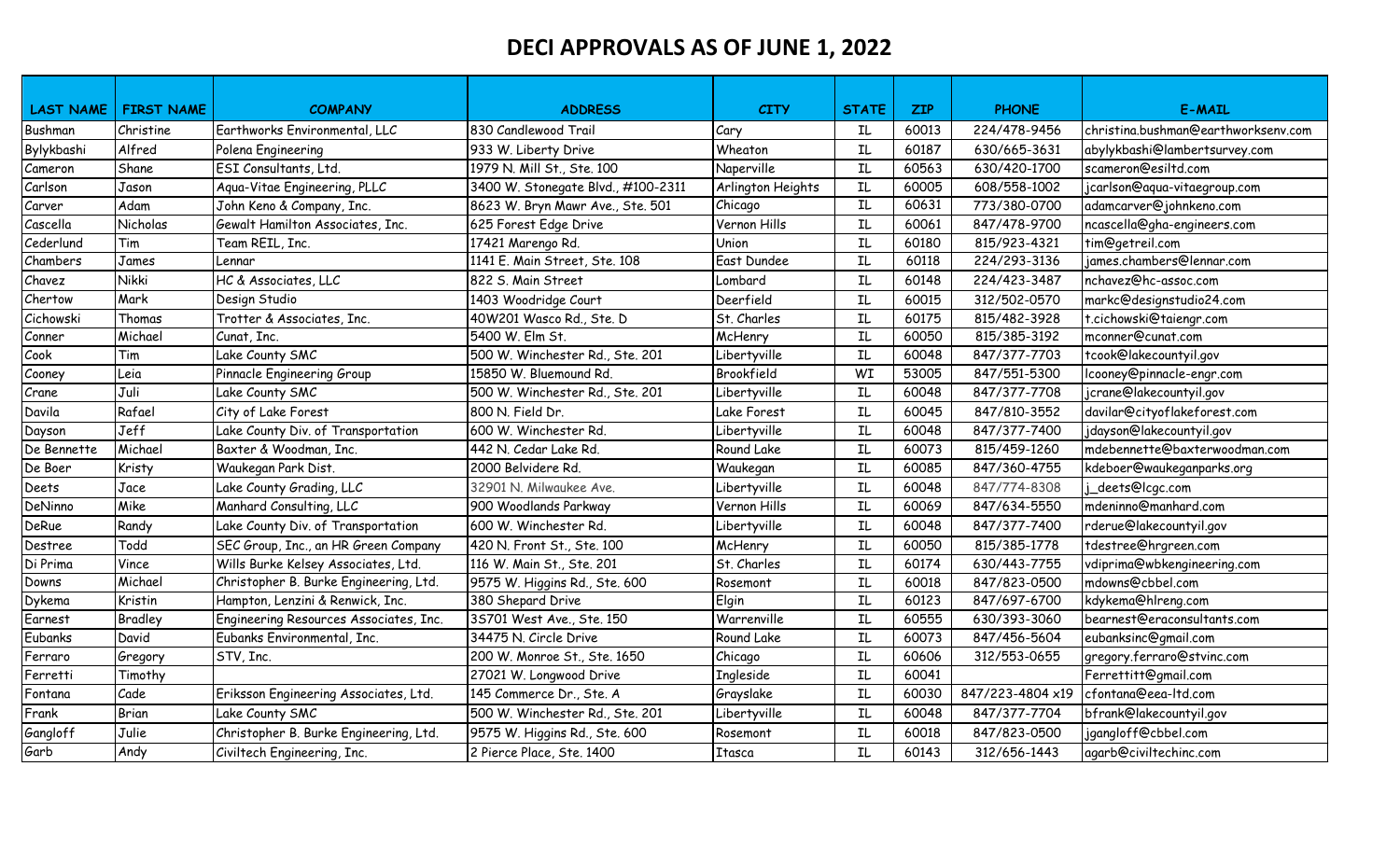# DECI APPROVALS AS OF JUNE 1, 2022

| LAST NAME | FIRST NAME | COMPANY | ADDRESS | CITY | STATE | ZIP | PHONE | E-MAIL |
|---|---|---|---|---|---|---|---|---|
| Bushman | Christine | Earthworks Environmental, LLC | 830 Candlewood Trail | Cary | IL | 60013 | 224/478-9456 | christina.bushman@earthworksenv.com |
| Bylykbashi | Alfred | Polena Engineering | 933 W. Liberty Drive | Wheaton | IL | 60187 | 630/665-3631 | abylykbashi@lambertsurvey.com |
| Cameron | Shane | ESI Consultants, Ltd. | 1979 N. Mill St., Ste. 100 | Naperville | IL | 60563 | 630/420-1700 | scameron@esiltd.com |
| Carlson | Jason | Aqua-Vitae Engineering, PLLC | 3400 W. Stonegate Blvd., #100-2311 | Arlington Heights | IL | 60005 | 608/558-1002 | jcarlson@aqua-vitaegroup.com |
| Carver | Adam | John Keno & Company, Inc. | 8623 W. Bryn Mawr Ave., Ste. 501 | Chicago | IL | 60631 | 773/380-0700 | adamcarver@johnkeno.com |
| Cascella | Nicholas | Gewalt Hamilton Associates, Inc. | 625 Forest Edge Drive | Vernon Hills | IL | 60061 | 847/478-9700 | ncascella@gha-engineers.com |
| Cederlund | Tim | Team REIL, Inc. | 17421 Marengo Rd. | Union | IL | 60180 | 815/923-4321 | tim@getreil.com |
| Chambers | James | Lennar | 1141 E. Main Street, Ste. 108 | East Dundee | IL | 60118 | 224/293-3136 | james.chambers@lennar.com |
| Chavez | Nikki | HC & Associates, LLC | 822 S. Main Street | Lombard | IL | 60148 | 224/423-3487 | nchavez@hc-assoc.com |
| Chertow | Mark | Design Studio | 1403 Woodridge Court | Deerfield | IL | 60015 | 312/502-0570 | markc@designstudio24.com |
| Cichowski | Thomas | Trotter & Associates, Inc. | 40W201 Wasco Rd., Ste. D | St. Charles | IL | 60175 | 815/482-3928 | t.cichowski@taiengr.com |
| Conner | Michael | Cunat, Inc. | 5400 W. Elm St. | McHenry | IL | 60050 | 815/385-3192 | mconner@cunat.com |
| Cook | Tim | Lake County SMC | 500 W. Winchester Rd., Ste. 201 | Libertyville | IL | 60048 | 847/377-7703 | tcook@lakecountyil.gov |
| Cooney | Leia | Pinnacle Engineering Group | 15850 W. Bluemound Rd. | Brookfield | WI | 53005 | 847/551-5300 | lcooney@pinnacle-engr.com |
| Crane | Juli | Lake County SMC | 500 W. Winchester Rd., Ste. 201 | Libertyville | IL | 60048 | 847/377-7708 | jcrane@lakecountyil.gov |
| Davila | Rafael | City of Lake Forest | 800 N. Field Dr. | Lake Forest | IL | 60045 | 847/810-3552 | davilar@cityoflakeforest.com |
| Dayson | Jeff | Lake County Div. of Transportation | 600 W. Winchester Rd. | Libertyville | IL | 60048 | 847/377-7400 | jdayson@lakecountyil.gov |
| De Bennette | Michael | Baxter & Woodman, Inc. | 442 N. Cedar Lake Rd. | Round Lake | IL | 60073 | 815/459-1260 | mdebennette@baxterwoodman.com |
| De Boer | Kristy | Waukegan Park Dist. | 2000 Belvidere Rd. | Waukegan | IL | 60085 | 847/360-4755 | kdeboer@waukeganparks.org |
| Deets | Jace | Lake County Grading, LLC | 32901 N. Milwaukee Ave. | Libertyville | IL | 60048 | 847/774-8308 | j_deets@lcgc.com |
| DeNinno | Mike | Manhard Consulting, LLC | 900 Woodlands Parkway | Vernon Hills | IL | 60069 | 847/634-5550 | mdeninno@manhard.com |
| DeRue | Randy | Lake County Div. of Transportation | 600 W. Winchester Rd. | Libertyville | IL | 60048 | 847/377-7400 | rderue@lakecountyil.gov |
| Destree | Todd | SEC Group, Inc., an HR Green Company | 420 N. Front St., Ste. 100 | McHenry | IL | 60050 | 815/385-1778 | tdestree@hrgreen.com |
| Di Prima | Vince | Wills Burke Kelsey Associates, Ltd. | 116 W. Main St., Ste. 201 | St. Charles | IL | 60174 | 630/443-7755 | vdiprima@wbkengineering.com |
| Downs | Michael | Christopher B. Burke Engineering, Ltd. | 9575 W. Higgins Rd., Ste. 600 | Rosemont | IL | 60018 | 847/823-0500 | mdowns@cbbel.com |
| Dykema | Kristin | Hampton, Lenzini & Renwick, Inc. | 380 Shepard Drive | Elgin | IL | 60123 | 847/697-6700 | kdykema@hlreng.com |
| Earnest | Bradley | Engineering Resources Associates, Inc. | 3S701 West Ave., Ste. 150 | Warrenville | IL | 60555 | 630/393-3060 | bearnest@eraconsultants.com |
| Eubanks | David | Eubanks Environmental, Inc. | 34475 N. Circle Drive | Round Lake | IL | 60073 | 847/456-5604 | eubanksinc@gmail.com |
| Ferraro | Gregory | STV, Inc. | 200 W. Monroe St., Ste. 1650 | Chicago | IL | 60606 | 312/553-0655 | gregory.ferraro@stvinc.com |
| Ferretti | Timothy | | 27021 W. Longwood Drive | Ingleside | IL | 60041 | | Ferrettitt@gmail.com |
| Fontana | Cade | Eriksson Engineering Associates, Ltd. | 145 Commerce Dr., Ste. A | Grayslake | IL | 60030 | 847/223-4804 x19 | cfontana@eea-ltd.com |
| Frank | Brian | Lake County SMC | 500 W. Winchester Rd., Ste. 201 | Libertyville | IL | 60048 | 847/377-7704 | bfrank@lakecountyil.gov |
| Gangloff | Julie | Christopher B. Burke Engineering, Ltd. | 9575 W. Higgins Rd., Ste. 600 | Rosemont | IL | 60018 | 847/823-0500 | jgangloff@cbbel.com |
| Garb | Andy | Civiltech Engineering, Inc. | 2 Pierce Place, Ste. 1400 | Itasca | IL | 60143 | 312/656-1443 | agarb@civiltechinc.com |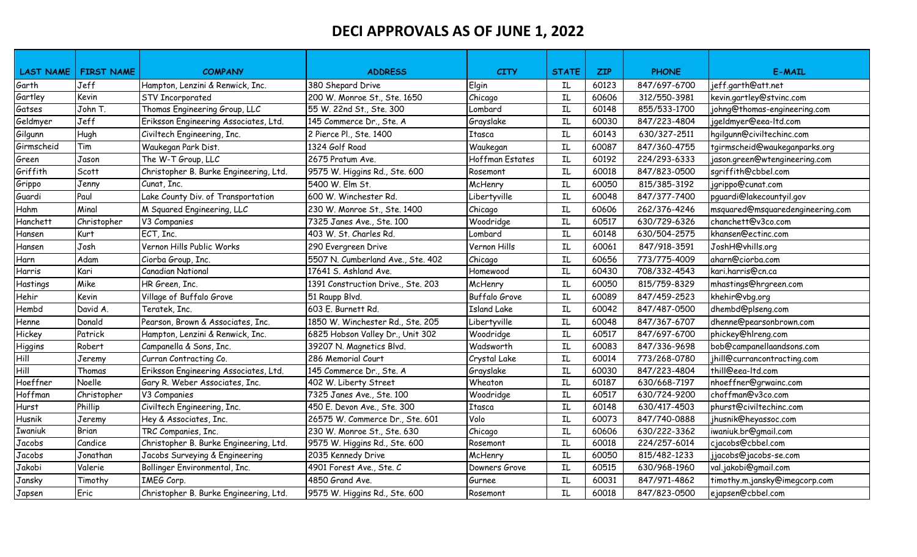# DECI APPROVALS AS OF JUNE 1, 2022

| LAST NAME | FIRST NAME | COMPANY | ADDRESS | CITY | STATE | ZIP | PHONE | E-MAIL |
|---|---|---|---|---|---|---|---|---|
| Garth | Jeff | Hampton, Lenzini & Renwick, Inc. | 380 Shepard Drive | Elgin | IL | 60123 | 847/697-6700 | jeff.garth@att.net |
| Gartley | Kevin | STV Incorporated | 200 W. Monroe St., Ste. 1650 | Chicago | IL | 60606 | 312/550-3981 | kevin.gartley@stvinc.com |
| Gatses | John T. | Thomas Engineering Group, LLC | 55 W. 22nd St., Ste. 300 | Lombard | IL | 60148 | 855/533-1700 | johng@thomas-engineering.com |
| Geldmyer | Jeff | Eriksson Engineering Associates, Ltd. | 145 Commerce Dr., Ste. A | Grayslake | IL | 60030 | 847/223-4804 | jgeldmyer@eea-ltd.com |
| Gilgunn | Hugh | Civiltech Engineering, Inc. | 2 Pierce Pl., Ste. 1400 | Itasca | IL | 60143 | 630/327-2511 | hgilgunn@civiltechinc.com |
| Girmscheid | Tim | Waukegan Park Dist. | 1324 Golf Road | Waukegan | IL | 60087 | 847/360-4755 | tgirmscheid@waukeganparks.org |
| Green | Jason | The W-T Group, LLC | 2675 Pratum Ave. | Hoffman Estates | IL | 60192 | 224/293-6333 | jason.green@wtengineering.com |
| Griffith | Scott | Christopher B. Burke Engineering, Ltd. | 9575 W. Higgins Rd., Ste. 600 | Rosemont | IL | 60018 | 847/823-0500 | sgriffith@cbbel.com |
| Grippo | Jenny | Cunat, Inc. | 5400 W. Elm St. | McHenry | IL | 60050 | 815/385-3192 | jgrippo@cunat.com |
| Guardi | Paul | Lake County Div. of Transportation | 600 W. Winchester Rd. | Libertyville | IL | 60048 | 847/377-7400 | pguardi@lakecountyil.gov |
| Hahm | Minal | M Squared Engineering, LLC | 230 W. Monroe St., Ste. 1400 | Chicago | IL | 60606 | 262/376-4246 | msquared@msquaredengineering.com |
| Hanchett | Christopher | V3 Companies | 7325 Janes Ave., Ste. 100 | Woodridge | IL | 60517 | 630/729-6326 | chanchett@v3co.com |
| Hansen | Kurt | ECT, Inc. | 403 W. St. Charles Rd. | Lombard | IL | 60148 | 630/504-2575 | khansen@ectinc.com |
| Hansen | Josh | Vernon Hills Public Works | 290 Evergreen Drive | Vernon Hills | IL | 60061 | 847/918-3591 | JoshH@vhills.org |
| Harn | Adam | Ciorba Group, Inc. | 5507 N. Cumberland Ave., Ste. 402 | Chicago | IL | 60656 | 773/775-4009 | aharn@ciorba.com |
| Harris | Kari | Canadian National | 17641 S. Ashland Ave. | Homewood | IL | 60430 | 708/332-4543 | kari.harris@cn.ca |
| Hastings | Mike | HR Green, Inc. | 1391 Construction Drive., Ste. 203 | McHenry | IL | 60050 | 815/759-8329 | mhastings@hrgreen.com |
| Hehir | Kevin | Village of Buffalo Grove | 51 Raupp Blvd. | Buffalo Grove | IL | 60089 | 847/459-2523 | khehir@vbg.org |
| Hembd | David A. | Teratek, Inc. | 603 E. Burnett Rd. | Island Lake | IL | 60042 | 847/487-0500 | dhembd@plseng.com |
| Henne | Donald | Pearson, Brown & Associates, Inc. | 1850 W. Winchester Rd., Ste. 205 | Libertyville | IL | 60048 | 847/367-6707 | dhenne@pearsonbrown.com |
| Hickey | Patrick | Hampton, Lenzini & Renwick, Inc. | 6825 Hobson Valley Dr., Unit 302 | Woodridge | IL | 60517 | 847/697-6700 | phickey@hlreng.com |
| Higgins | Robert | Campanella & Sons, Inc. | 39207 N. Magnetics Blvd. | Wadsworth | IL | 60083 | 847/336-9698 | bob@campanellaandsons.com |
| Hill | Jeremy | Curran Contracting Co. | 286 Memorial Court | Crystal Lake | IL | 60014 | 773/268-0780 | jhill@currancontracting.com |
| Hill | Thomas | Eriksson Engineering Associates, Ltd. | 145 Commerce Dr., Ste. A | Grayslake | IL | 60030 | 847/223-4804 | thill@eea-ltd.com |
| Hoeffner | Noelle | Gary R. Weber Associates, Inc. | 402 W. Liberty Street | Wheaton | IL | 60187 | 630/668-7197 | nhoeffner@grwainc.com |
| Hoffman | Christopher | V3 Companies | 7325 Janes Ave., Ste. 100 | Woodridge | IL | 60517 | 630/724-9200 | choffman@v3co.com |
| Hurst | Phillip | Civiltech Engineering, Inc. | 450 E. Devon Ave., Ste. 300 | Itasca | IL | 60148 | 630/417-4503 | phurst@civiltechinc.com |
| Husnik | Jeremy | Hey & Associates, Inc. | 26575 W. Commerce Dr., Ste. 601 | Volo | IL | 60073 | 847/740-0888 | jhusnik@heyassoc.com |
| Iwaniuk | Brian | TRC Companies, Inc. | 230 W. Monroe St., Ste. 630 | Chicago | IL | 60606 | 630/222-3362 | iwaniuk.br@gmail.com |
| Jacobs | Candice | Christopher B. Burke Engineering, Ltd. | 9575 W. Higgins Rd., Ste. 600 | Rosemont | IL | 60018 | 224/257-6014 | cjacobs@cbbel.com |
| Jacobs | Jonathan | Jacobs Surveying & Engineering | 2035 Kennedy Drive | McHenry | IL | 60050 | 815/482-1233 | jjacobs@jacobs-se.com |
| Jakobi | Valerie | Bollinger Environmental, Inc. | 4901 Forest Ave., Ste. C | Downers Grove | IL | 60515 | 630/968-1960 | val.jakobi@gmail.com |
| Jansky | Timothy | IMEG Corp. | 4850 Grand Ave. | Gurnee | IL | 60031 | 847/971-4862 | timothy.m.jansky@imegcorp.com |
| Japsen | Eric | Christopher B. Burke Engineering, Ltd. | 9575 W. Higgins Rd., Ste. 600 | Rosemont | IL | 60018 | 847/823-0500 | ejapsen@cbbel.com |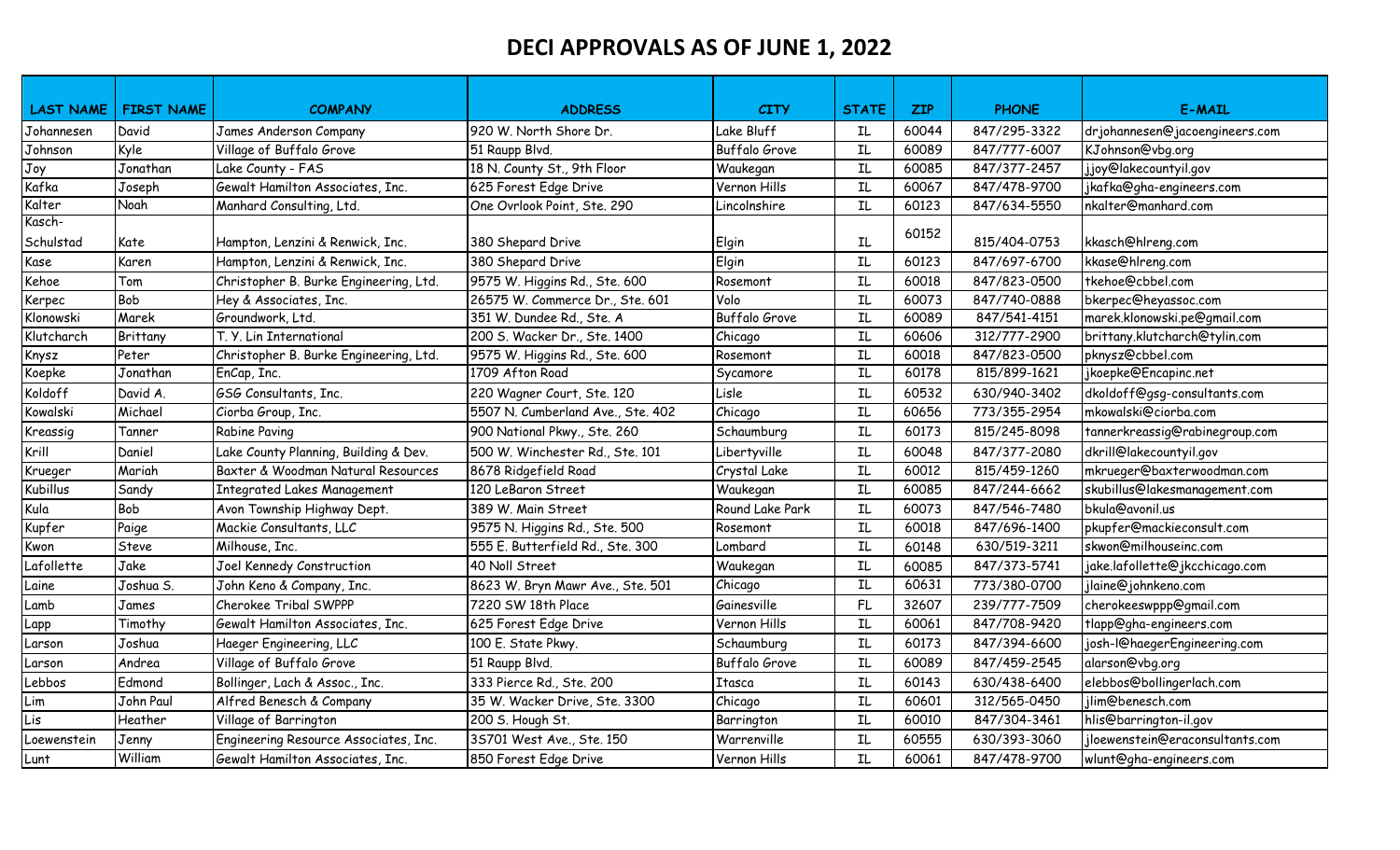# DECI APPROVALS AS OF JUNE 1, 2022

| LAST NAME | FIRST NAME | COMPANY | ADDRESS | CITY | STATE | ZIP | PHONE | E-MAIL |
|---|---|---|---|---|---|---|---|---|
| Johannesen | David | James Anderson Company | 920 W. North Shore Dr. | Lake Bluff | IL | 60044 | 847/295-3322 | drjohannesen@jacoengineers.com |
| Johnson | Kyle | Village of Buffalo Grove | 51 Raupp Blvd. | Buffalo Grove | IL | 60089 | 847/777-6007 | KJohnson@vbg.org |
| Joy | Jonathan | Lake County - FAS | 18 N. County St., 9th Floor | Waukegan | IL | 60085 | 847/377-2457 | jjoy@lakecountyil.gov |
| Kafka | Joseph | Gewalt Hamilton Associates, Inc. | 625 Forest Edge Drive | Vernon Hills | IL | 60067 | 847/478-9700 | jkafka@gha-engineers.com |
| Kalter | Noah | Manhard Consulting, Ltd. | One Ovrlook Point, Ste. 290 | Lincolnshire | IL | 60123 | 847/634-5550 | nkalter@manhard.com |
| Kasch-Schulstad | Kate | Hampton, Lenzini & Renwick, Inc. | 380 Shepard Drive | Elgin | IL | 60152 | 815/404-0753 | kkasch@hlreng.com |
| Kase | Karen | Hampton, Lenzini & Renwick, Inc. | 380 Shepard Drive | Elgin | IL | 60123 | 847/697-6700 | kkase@hlreng.com |
| Kehoe | Tom | Christopher B. Burke Engineering, Ltd. | 9575 W. Higgins Rd., Ste. 600 | Rosemont | IL | 60018 | 847/823-0500 | tkehoe@cbbel.com |
| Kerpec | Bob | Hey & Associates, Inc. | 26575 W. Commerce Dr., Ste. 601 | Volo | IL | 60073 | 847/740-0888 | bkerpec@heyassoc.com |
| Klonowski | Marek | Groundwork, Ltd. | 351 W. Dundee Rd., Ste. A | Buffalo Grove | IL | 60089 | 847/541-4151 | marek.klonowski.pe@gmail.com |
| Klutcharch | Brittany | T. Y. Lin International | 200 S. Wacker Dr., Ste. 1400 | Chicago | IL | 60606 | 312/777-2900 | brittany.klutcharch@tylin.com |
| Knysz | Peter | Christopher B. Burke Engineering, Ltd. | 9575 W. Higgins Rd., Ste. 600 | Rosemont | IL | 60018 | 847/823-0500 | pknysz@cbbel.com |
| Koepke | Jonathan | EnCap, Inc. | 1709 Afton Road | Sycamore | IL | 60178 | 815/899-1621 | jkoepke@Encapinc.net |
| Koldoff | David A. | GSG Consultants, Inc. | 220 Wagner Court, Ste. 120 | Lisle | IL | 60532 | 630/940-3402 | dkoldoff@gsg-consultants.com |
| Kowalski | Michael | Ciorba Group, Inc. | 5507 N. Cumberland Ave., Ste. 402 | Chicago | IL | 60656 | 773/355-2954 | mkowalski@ciorba.com |
| Kreassig | Tanner | Rabine Paving | 900 National Pkwy., Ste. 260 | Schaumburg | IL | 60173 | 815/245-8098 | tannerkreassig@rabinegroup.com |
| Krill | Daniel | Lake County Planning, Building & Dev. | 500 W. Winchester Rd., Ste. 101 | Libertyville | IL | 60048 | 847/377-2080 | dkrill@lakecountyil.gov |
| Krueger | Mariah | Baxter & Woodman Natural Resources | 8678 Ridgefield Road | Crystal Lake | IL | 60012 | 815/459-1260 | mkrueger@baxterwoodman.com |
| Kubillus | Sandy | Integrated Lakes Management | 120 LeBaron Street | Waukegan | IL | 60085 | 847/244-6662 | skubillus@lakesmanagement.com |
| Kula | Bob | Avon Township Highway Dept. | 389 W. Main Street | Round Lake Park | IL | 60073 | 847/546-7480 | bkula@avonil.us |
| Kupfer | Paige | Mackie Consultants, LLC | 9575 N. Higgins Rd., Ste. 500 | Rosemont | IL | 60018 | 847/696-1400 | pkupfer@mackieconsult.com |
| Kwon | Steve | Milhouse, Inc. | 555 E. Butterfield Rd., Ste. 300 | Lombard | IL | 60148 | 630/519-3211 | skwon@milhouseinc.com |
| Lafollette | Jake | Joel Kennedy Construction | 40 Noll Street | Waukegan | IL | 60085 | 847/373-5741 | jake.lafollette@jkcchicago.com |
| Laine | Joshua S. | John Keno & Company, Inc. | 8623 W. Bryn Mawr Ave., Ste. 501 | Chicago | IL | 60631 | 773/380-0700 | jlaine@johnkeno.com |
| Lamb | James | Cherokee Tribal SWPPP | 7220 SW 18th Place | Gainesville | FL | 32607 | 239/777-7509 | cherokeeswppp@gmail.com |
| Lapp | Timothy | Gewalt Hamilton Associates, Inc. | 625 Forest Edge Drive | Vernon Hills | IL | 60061 | 847/708-9420 | tlapp@gha-engineers.com |
| Larson | Joshua | Haeger Engineering, LLC | 100 E. State Pkwy. | Schaumburg | IL | 60173 | 847/394-6600 | josh-l@haegerEngineering.com |
| Larson | Andrea | Village of Buffalo Grove | 51 Raupp Blvd. | Buffalo Grove | IL | 60089 | 847/459-2545 | alarson@vbg.org |
| Lebbos | Edmond | Bollinger, Lach & Assoc., Inc. | 333 Pierce Rd., Ste. 200 | Itasca | IL | 60143 | 630/438-6400 | elebbos@bollingerlach.com |
| Lim | John Paul | Alfred Benesch & Company | 35 W. Wacker Drive, Ste. 3300 | Chicago | IL | 60601 | 312/565-0450 | jlim@benesch.com |
| Lis | Heather | Village of Barrington | 200 S. Hough St. | Barrington | IL | 60010 | 847/304-3461 | hlis@barrington-il.gov |
| Loewenstein | Jenny | Engineering Resource Associates, Inc. | 3S701 West Ave., Ste. 150 | Warrenville | IL | 60555 | 630/393-3060 | jloewenstein@eraconsultants.com |
| Lunt | William | Gewalt Hamilton Associates, Inc. | 850 Forest Edge Drive | Vernon Hills | IL | 60061 | 847/478-9700 | wlunt@gha-engineers.com |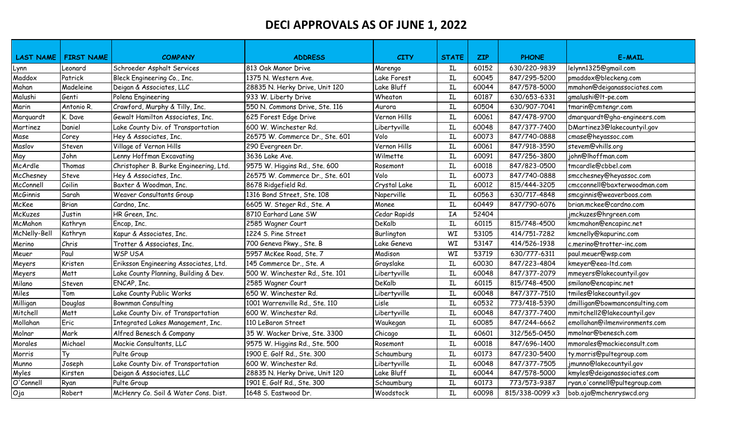# DECI APPROVALS AS OF JUNE 1, 2022

| LAST NAME | FIRST NAME | COMPANY | ADDRESS | CITY | STATE | ZIP | PHONE | E-MAIL |
|---|---|---|---|---|---|---|---|---|
| Lynn | Leonard | Schroeder Asphalt Services | 813 Oak Manor Drive | Marengo | IL | 60152 | 630/220-9839 | lelynn1325@gmail.com |
| Maddox | Patrick | Bleck Engineering Co., Inc. | 1375 N. Western Ave. | Lake Forest | IL | 60045 | 847/295-5200 | pmaddox@bleckeng.com |
| Mahan | Madeleine | Deigan & Associates, LLC | 28835 N. Herky Drive, Unit 120 | Lake Bluff | IL | 60044 | 847/578-5000 | mmahon@deiganassociates.com |
| Malushi | Genti | Polena Engineering | 933 W. Liberty Drive | Wheaton | IL | 60187 | 630/653-6331 | gmalushi@lt-pe.com |
| Marin | Antonio R. | Crawford, Murphy & Tilly, Inc. | 550 N. Commons Drive, Ste. 116 | Aurora | IL | 60504 | 630/907-7041 | tmarin@cmtengr.com |
| Marquardt | K. Dave | Gewalt Hamilton Associates, Inc. | 625 Forest Edge Drive | Vernon Hills | IL | 60061 | 847/478-9700 | dmarquardt@gha-engineers.com |
| Martinez | Daniel | Lake County Div. of Transportation | 600 W. Winchester Rd. | Libertyville | IL | 60048 | 847/377-7400 | DMartinez3@lakecountyil.gov |
| Mase | Corey | Hey & Associates, Inc. | 26575 W. Commerce Dr., Ste. 601 | Volo | IL | 60073 | 847/740-0888 | cmase@heyassoc.com |
| Maslov | Steven | Village of Vernon Hills | 290 Evergreen Dr. | Vernon Hills | IL | 60061 | 847/918-3590 | stevem@vhills.org |
| May | John | Lenny Hoffman Excavating | 3636 Lake Ave. | Wilmette | IL | 60091 | 847/256-3800 | john@lhoffman.com |
| McArdle | Thomas | Christopher B. Burke Engineering, Ltd. | 9575 W. Higgins Rd., Ste. 600 | Rosemont | IL | 60018 | 847/823-0500 | tmcardle@cbbel.com |
| McChesney | Steve | Hey & Associates, Inc. | 26575 W. Commerce Dr., Ste. 601 | Volo | IL | 60073 | 847/740-0888 | smcchesney@heyassoc.com |
| McConnell | Coilin | Baxter & Woodman, Inc. | 8678 Ridgefield Rd. | Crystal Lake | IL | 60012 | 815/444-3205 | cmcconnell@baxterwoodman.com |
| McGinnis | Sarah | Weaver Consultants Group | 1316 Bond Street, Ste. 108 | Naperville | IL | 60563 | 630/717-4848 | smcginnis@weaverboos.com |
| McKee | Brian | Cardno, Inc. | 6605 W. Steger Rd., Ste. A | Monee | IL | 60449 | 847/790-6076 | brian.mckee@cardno.com |
| McKuzes | Justin | HR Green, Inc. | 8710 Earhard Lane SW | Cedar Rapids | IA | 52404 | | jmckuzes@hrgreen.com |
| McMahon | Kathryn | Encap, Inc. | 2585 Wagner Court | DeKalb | IL | 60115 | 815/748-4500 | kmcmahon@encapinc.net |
| McNelly-Bell | Kathryn | Kapur & Associates, Inc. | 1224 S. Pine Street | Burlington | WI | 53105 | 414/751-7282 | kmcnelly@kapurinc.com |
| Merino | Chris | Trotter & Associates, Inc. | 700 Geneva Pkwy., Ste. B | Lake Geneva | WI | 53147 | 414/526-1938 | c.merino@trotter-inc.com |
| Meuer | Paul | WSP USA | 5957 McKee Road, Ste. 7 | Madison | WI | 53719 | 630/777-6311 | paul.meuer@wsp.com |
| Meyers | Kristen | Eriksson Engineering Associates, Ltd. | 145 Commerce Dr., Ste. A | Grayslake | IL | 60030 | 847/223-4804 | kmeyer@eea-ltd.com |
| Meyers | Matt | Lake County Planning, Building & Dev. | 500 W. Winchester Rd., Ste. 101 | Libertyville | IL | 60048 | 847/377-2079 | mmeyers@lakecountyil.gov |
| Milano | Steven | ENCAP, Inc. | 2585 Wagner Court | DeKalb | IL | 60115 | 815/748-4500 | smilano@encapinc.net |
| Miles | Tom | Lake County Public Works | 650 W. Winchester Rd. | Libertyville | IL | 60048 | 847/377-7510 | tmiles@lakecountyil.gov |
| Milligan | Douglas | Bownman Consulting | 1001 Warrenville Rd., Ste. 110 | Lisle | IL | 60532 | 773/418-5390 | dmilligan@bowmanconsulting.com |
| Mitchell | Matt | Lake County Div. of Transportation | 600 W. Winchester Rd. | Libertyville | IL | 60048 | 847/377-7400 | mmitchell2@lakecountyil.gov |
| Mollahan | Eric | Integrated Lakes Management, Inc. | 110 LeBaron Street | Waukegan | IL | 60085 | 847/244-6662 | emollahan@ilmenvironments.com |
| Molnar | Mark | Alfred Benesch & Company | 35 W. Wacker Drive, Ste. 3300 | Chicago | IL | 60601 | 312/565-0450 | mmolnar@benesch.com |
| Morales | Michael | Mackie Consultants, LLC | 9575 W. Higgins Rd., Ste. 500 | Rosemont | IL | 60018 | 847/696-1400 | mmorales@mackieconsult.com |
| Morris | Ty | Pulte Group | 1900 E. Golf Rd., Ste. 300 | Schaumburg | IL | 60173 | 847/230-5400 | ty.morris@pultegroup.com |
| Munno | Joseph | Lake County Div. of Transportation | 600 W. Winchester Rd. | Libertyville | IL | 60048 | 847/377-7505 | jmunno@lakecountyil.gov |
| Myles | Kirsten | Deigan & Associates, LLC | 28835 N. Herky Drive, Unit 120 | Lake Bluff | IL | 60044 | 847/578-5000 | kmyles@deiganassociates.com |
| O'Connell | Ryan | Pulte Group | 1901 E. Golf Rd., Ste. 300 | Schaumburg | IL | 60173 | 773/573-9387 | ryan.o'connell@pultegroup.com |
| Oja | Robert | McHenry Co. Soil & Water Cons. Dist. | 1648 S. Eastwood Dr. | Woodstock | IL | 60098 | 815/338-0099 x3 | bob.oja@mchenryswcd.org |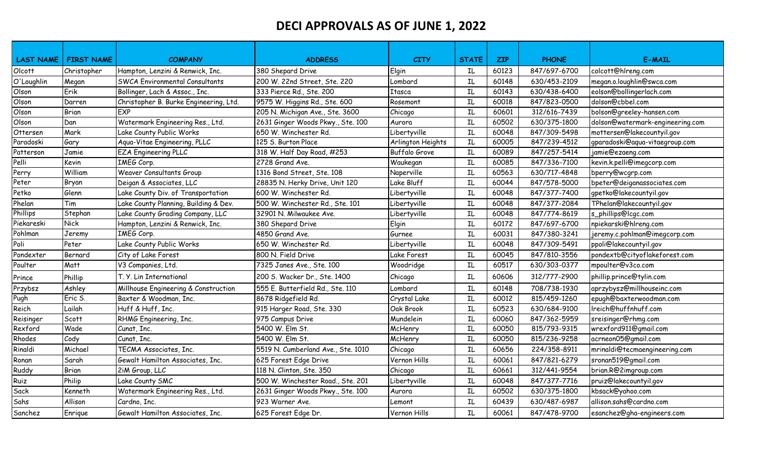# DECI APPROVALS AS OF JUNE 1, 2022

| LAST NAME | FIRST NAME | COMPANY | ADDRESS | CITY | STATE | ZIP | PHONE | E-MAIL |
|---|---|---|---|---|---|---|---|---|
| Olcott | Christopher | Hampton, Lenzini & Renwick, Inc. | 380 Shepard Drive | Elgin | IL | 60123 | 847/697-6700 | colcott@hlreng.com |
| O'Loughlin | Megan | SWCA Environmental Consultants | 200 W. 22nd Street, Ste. 220 | Lombard | IL | 60148 | 630/453-2109 | megan.o.loughlin@swca.com |
| Olson | Erik | Bollinger, Lach & Assoc., Inc. | 333 Pierce Rd., Ste. 200 | Itasca | IL | 60143 | 630/438-6400 | eolson@bollingerlach.com |
| Olson | Darren | Christopher B. Burke Engineering, Ltd. | 9575 W. Higgins Rd., Ste. 600 | Rosemont | IL | 60018 | 847/823-0500 | dolson@cbbel.com |
| Olson | Brian | EXP | 205 N. Michigan Ave., Ste. 3600 | Chicago | IL | 60601 | 312/616-7439 | bolson@greeley-hansen.com |
| Olson | Dan | Watermark Engineering Res., Ltd. | 2631 Ginger Woods Pkwy., Ste. 100 | Aurora | IL | 60502 | 630/375-1800 | dolson@watermark-engineering.com |
| Ottersen | Mark | Lake County Public Works | 650 W. Winchester Rd. | Libertyville | IL | 60048 | 847/309-5498 | mottersen@lakecountyil.gov |
| Paradoski | Gary | Aqua-Vitae Engineering, PLLC | 125 S. Burton Place | Arlington Heights | IL | 60005 | 847/239-4512 | gparadoski@aqua-vitaegroup.com |
| Patterson | Jamie | EZA Engineering PLLC | 318 W. Half Day Road, #253 | Buffalo Grove | IL | 60089 | 847/257-5414 | jamie@ezaeng.com |
| Pelli | Kevin | IMEG Corp. | 2728 Grand Ave. | Waukegan | IL | 60085 | 847/336-7100 | kevin.k.pelli@imegcorp.com |
| Perry | William | Weaver Consultants Group | 1316 Bond Street, Ste. 108 | Naperville | IL | 60563 | 630/717-4848 | bperry@wcgrp.com |
| Peter | Bryan | Deigan & Associates, LLC | 28835 N. Herky Drive, Unit 120 | Lake Bluff | IL | 60044 | 847/578-5000 | bpeter@deiganassociates.com |
| Petko | Glenn | Lake County Div. of Transportation | 600 W. Winchester Rd. | Libertyville | IL | 60048 | 847/377-7400 | gpetko@lakecountyil.gov |
| Phelan | Tim | Lake County Planning, Building & Dev. | 500 W. Winchester Rd., Ste. 101 | Libertyville | IL | 60048 | 847/377-2084 | TPhelan@lakecountyil.gov |
| Phillips | Stephan | Lake County Grading Company, LLC | 32901 N. Milwaukee Ave. | Libertyville | IL | 60048 | 847/774-8619 | s_phillips@lcgc.com |
| Piekareski | Nick | Hampton, Lenzini & Renwick, Inc. | 380 Shepard Drive | Elgin | IL | 60172 | 847/697-6700 | npiekarski@hlreng.com |
| Pohlman | Jeremy | IMEG Corp. | 4850 Grand Ave. | Gurnee | IL | 60031 | 847/380-3241 | jeremy.c.pohlman@imegcorp.com |
| Poli | Peter | Lake County Public Works | 650 W. Winchester Rd. | Libertyville | IL | 60048 | 847/309-5491 | ppoli@lakecountyil.gov |
| Pondexter | Bernard | City of Lake Forest | 800 N. Field Drive | Lake Forest | IL | 60045 | 847/810-3556 | pondextb@cityoflakeforest.com |
| Poulter | Matt | V3 Companies, Ltd. | 7325 Janes Ave., Ste. 100 | Woodridge | IL | 60517 | 630/303-0377 | mpoulter@v3co.com |
| Prince | Phillip | T. Y. Lin International | 200 S. Wacker Dr., Ste. 1400 | Chicago | IL | 60606 | 312/777-2900 | phillip.prince@tylin.com |
| Przybsz | Ashley | Millhouse Engineering & Construction | 555 E. Butterfield Rd., Ste. 110 | Lombard | IL | 60148 | 708/738-1930 | aprzybysz@millhouseinc.com |
| Pugh | Eric S. | Baxter & Woodman, Inc. | 8678 Ridgefield Rd. | Crystal Lake | IL | 60012 | 815/459-1260 | epugh@baxterwoodman.com |
| Reich | Lailah | Huff & Huff, Inc. | 915 Harger Road, Ste. 330 | Oak Brook | IL | 60523 | 630/684-9100 | lreich@huffnhuff.com |
| Reisinger | Scott | RHMG Engineering, Inc. | 975 Campus Drive | Mundelein | IL | 60060 | 847/362-5959 | sreisinger@rhmg.com |
| Rexford | Wade | Cunat, Inc. | 5400 W. Elm St. | McHenry | IL | 60050 | 815/793-9315 | wrexford911@gmail.com |
| Rhodes | Cody | Cunat, Inc. | 5400 W. Elm St. | McHenry | IL | 60050 | 815/236-9258 | acrneon05@gmail.com |
| Rinaldi | Michael | TECMA Associates, Inc. | 5519 N. Cumberland Ave., Ste. 1010 | Chicago | IL | 60656 | 224/358-8911 | mrinaldi@tecmaengineering.com |
| Ronan | Sarah | Gewalt Hamilton Associates, Inc. | 625 Forest Edge Drive | Vernon Hills | IL | 60061 | 847/821-6279 | sronan519@gmail.com |
| Ruddy | Brian | 2iM Group, LLC | 118 N. Clinton, Ste. 350 | Chicago | IL | 60661 | 312/441-9554 | brian.R@2imgroup.com |
| Ruiz | Philip | Lake County SMC | 500 W. Winchester Road., Ste. 201 | Libertyville | IL | 60048 | 847/377-7716 | pruiz@lakecountyil.gov |
| Sack | Kenneth | Watermark Engineering Res., Ltd. | 2631 Ginger Woods Pkwy., Ste. 100 | Aurora | IL | 60502 | 630/375-1800 | kbsack@yahoo.com |
| Sahs | Allison | Cardno, Inc. | 923 Warner Ave. | Lemont | IL | 60439 | 630/487-6987 | allison.sahs@cardno.com |
| Sanchez | Enrique | Gewalt Hamilton Associates, Inc. | 625 Forest Edge Dr. | Vernon Hills | IL | 60061 | 847/478-9700 | esanchez@gha-engineers.com |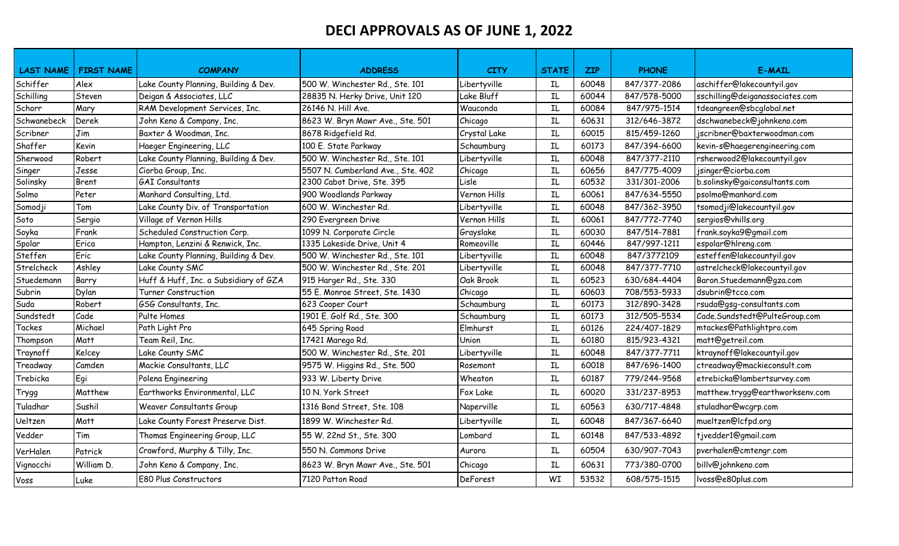# DECI APPROVALS AS OF JUNE 1, 2022

| LAST NAME | FIRST NAME | COMPANY | ADDRESS | CITY | STATE | ZIP | PHONE | E-MAIL |
|---|---|---|---|---|---|---|---|---|
| Schiffer | Alex | Lake County Planning, Building & Dev. | 500 W. Winchester Rd., Ste. 101 | Libertyville | IL | 60048 | 847/377-2086 | aschiffer@lakecountyil.gov |
| Schilling | Steven | Deigan & Associates, LLC | 28835 N. Herky Drive, Unit 120 | Lake Bluff | IL | 60044 | 847/578-5000 | sschilling@deiganassociates.com |
| Schorr | Mary | RAM Development Services, Inc. | 26146 N. Hill Ave. | Wauconda | IL | 60084 | 847/975-1514 | tdeangreen@sbcglobal.net |
| Schwanebeck | Derek | John Keno & Company, Inc. | 8623 W. Bryn Mawr Ave., Ste. 501 | Chicago | IL | 60631 | 312/646-3872 | dschwanebeck@johnkeno.com |
| Scribner | Jim | Baxter & Woodman, Inc. | 8678 Ridgefield Rd. | Crystal Lake | IL | 60015 | 815/459-1260 | jscribner@baxterwoodman.com |
| Shaffer | Kevin | Haeger Engineering, LLC | 100 E. State Parkway | Schaumburg | IL | 60173 | 847/394-6600 | kevin-s@haegerengineering.com |
| Sherwood | Robert | Lake County Planning, Building & Dev. | 500 W. Winchester Rd., Ste. 101 | Libertyville | IL | 60048 | 847/377-2110 | rsherwood2@lakecountyil.gov |
| Singer | Jesse | Ciorba Group, Inc. | 5507 N. Cumberland Ave., Ste. 402 | Chicago | IL | 60656 | 847/775-4009 | jsinger@ciorba.com |
| Solinsky | Brent | GAI Consultants | 2300 Cabot Drive, Ste. 395 | Lisle | IL | 60532 | 331/301-2006 | b.solinsky@gaiconsultants.com |
| Solmo | Peter | Manhard Consulting, Ltd. | 900 Woodlands Parkway | Vernon Hills | IL | 60061 | 847/634-5550 | psolmo@manhard.com |
| Somodji | Tom | Lake County Div. of Transportation | 600 W. Winchester Rd. | Libertyville | IL | 60048 | 847/362-3950 | tsomodji@lakecountyil.gov |
| Soto | Sergio | Village of Vernon Hills | 290 Evergreen Drive | Vernon Hills | IL | 60061 | 847/772-7740 | sergios@vhills.org |
| Soyka | Frank | Scheduled Construction Corp. | 1099 N. Corporate Circle | Grayslake | IL | 60030 | 847/514-7881 | frank.soyka9@gmail.com |
| Spolar | Erica | Hampton, Lenzini & Renwick, Inc. | 1335 Lakeside Drive, Unit 4 | Romeoville | IL | 60446 | 847/997-1211 | espolar@hlreng.com |
| Steffen | Eric | Lake County Planning, Building & Dev. | 500 W. Winchester Rd., Ste. 101 | Libertyville | IL | 60048 | 847/3772109 | esteffen@lakecountyil.gov |
| Strelcheck | Ashley | Lake County SMC | 500 W. Winchester Rd., Ste. 201 | Libertyville | IL | 60048 | 847/377-7710 | astrelcheck@lakecountyil.gov |
| Stuedemann | Barry | Huff & Huff, Inc. a Subsidiary of GZA | 915 Harger Rd., Ste. 330 | Oak Brook | IL | 60523 | 630/684-4404 | Baron.Stuedemann@gza.com |
| Subrin | Dylan | Turner Construction | 55 E. Monroe Street, Ste. 1430 | Chicago | IL | 60603 | 708/553-5933 | dsubrin@tcco.com |
| Suda | Robert | GSG Consultants, Inc. | 623 Cooper Court | Schaumburg | IL | 60173 | 312/890-3428 | rsuda@gsg-consultants.com |
| Sundstedt | Cade | Pulte Homes | 1901 E. Golf Rd., Ste. 300 | Schaumburg | IL | 60173 | 312/505-5534 | Cade.Sundstedt@PulteGroup.com |
| Tackes | Michael | Path Light Pro | 645 Spring Road | Elmhurst | IL | 60126 | 224/407-1829 | mtackes@Pathlightpro.com |
| Thompson | Matt | Team Reil, Inc. | 17421 Marego Rd. | Union | IL | 60180 | 815/923-4321 | matt@getreil.com |
| Traynoff | Kelcey | Lake County SMC | 500 W. Winchester Rd., Ste. 201 | Libertyville | IL | 60048 | 847/377-7711 | ktraynoff@lakecountyil.gov |
| Treadway | Camden | Mackie Consultants, LLC | 9575 W. Higgins Rd., Ste. 500 | Rosemont | IL | 60018 | 847/696-1400 | ctreadway@mackieconsult.com |
| Trebicka | Egi | Polena Engineering | 933 W. Liberty Drive | Wheaton | IL | 60187 | 779/244-9568 | etrebicka@lambertsurvey.com |
| Trygg | Matthew | Earthworks Environmental, LLC | 10 N. York Street | Fox Lake | IL | 60020 | 331/237-8953 | matthew.trygg@earthworksenv.com |
| Tuladhar | Sushil | Weaver Consultants Group | 1316 Bond Street, Ste. 108 | Naperville | IL | 60563 | 630/717-4848 | stuladhar@wcgrp.com |
| Ueltzen | Matt | Lake County Forest Preserve Dist. | 1899 W. Winchester Rd. | Libertyville | IL | 60048 | 847/367-6640 | mueltzen@lcfpd.org |
| Vedder | Tim | Thomas Engineering Group, LLC | 55 W. 22nd St., Ste. 300 | Lombard | IL | 60148 | 847/533-4892 | tjvedder1@gmail.com |
| VerHalen | Patrick | Crawford, Murphy & Tilly, Inc. | 550 N. Commons Drive | Aurora | IL | 60504 | 630/907-7043 | pverhalen@cmtengr.com |
| Vignocchi | William D. | John Keno & Company, Inc. | 8623 W. Bryn Mawr Ave., Ste. 501 | Chicago | IL | 60631 | 773/380-0700 | billv@johnkeno.com |
| Voss | Luke | E80 Plus Constructors | 7120 Patton Road | DeForest | WI | 53532 | 608/575-1515 | lvoss@e80plus.com |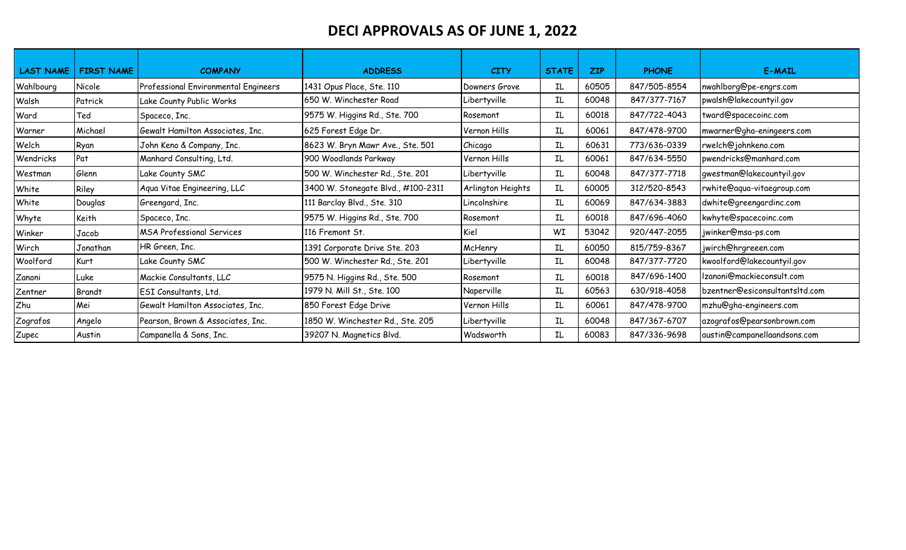# DECI APPROVALS AS OF JUNE 1, 2022

| LAST NAME | FIRST NAME | COMPANY | ADDRESS | CITY | STATE | ZIP | PHONE | E-MAIL |
|---|---|---|---|---|---|---|---|---|
| Wahlbourg | Nicole | Professional Environmental Engineers | 1431 Opus Place, Ste. 110 | Downers Grove | IL | 60505 | 847/505-8554 | nwahlborg@pe-engrs.com |
| Walsh | Patrick | Lake County Public Works | 650 W. Winchester Road | Libertyville | IL | 60048 | 847/377-7167 | pwalsh@lakecountyil.gov |
| Ward | Ted | Spaceco, Inc. | 9575 W. Higgins Rd., Ste. 700 | Rosemont | IL | 60018 | 847/722-4043 | tward@spacecoinc.com |
| Warner | Michael | Gewalt Hamilton Associates, Inc. | 625 Forest Edge Dr. | Vernon Hills | IL | 60061 | 847/478-9700 | mwarner@gha-eningeers.com |
| Welch | Ryan | John Keno & Company, Inc. | 8623 W. Bryn Mawr Ave., Ste. 501 | Chicago | IL | 60631 | 773/636-0339 | rwelch@johnkeno.com |
| Wendricks | Pat | Manhard Consulting, Ltd. | 900 Woodlands Parkway | Vernon Hills | IL | 60061 | 847/634-5550 | pwendricks@manhard.com |
| Westman | Glenn | Lake County SMC | 500 W. Winchester Rd., Ste. 201 | Libertyville | IL | 60048 | 847/377-7718 | gwestman@lakecountyil.gov |
| White | Riley | Aqua Vitae Engineering, LLC | 3400 W. Stonegate Blvd., #100-2311 | Arlington Heights | IL | 60005 | 312/520-8543 | rwhite@aqua-vitaegroup.com |
| White | Douglas | Greengard, Inc. | 111 Barclay Blvd., Ste. 310 | Lincolnshire | IL | 60069 | 847/634-3883 | dwhite@greengardinc.com |
| Whyte | Keith | Spaceco, Inc. | 9575 W. Higgins Rd., Ste. 700 | Rosemont | IL | 60018 | 847/696-4060 | kwhyte@spacecoinc.com |
| Winker | Jacob | MSA Professional Services | 116 Fremont St. | Kiel | WI | 53042 | 920/447-2055 | jwinker@msa-ps.com |
| Wirch | Jonathan | HR Green, Inc. | 1391 Corporate Drive Ste. 203 | McHenry | IL | 60050 | 815/759-8367 | jwirch@hrgreeen.com |
| Woolford | Kurt | Lake County SMC | 500 W. Winchester Rd., Ste. 201 | Libertyville | IL | 60048 | 847/377-7720 | kwoolford@lakecountyil.gov |
| Zanoni | Luke | Mackie Consultants, LLC | 9575 N. Higgins Rd., Ste. 500 | Rosemont | IL | 60018 | 847/696-1400 | lzanoni@mackieconsult.com |
| Zentner | Brandt | ESI Consultants, Ltd. | 1979 N. Mill St., Ste. 100 | Naperville | IL | 60563 | 630/918-4058 | bzentner@esiconsultantsltd.com |
| Zhu | Mei | Gewalt Hamilton Associates, Inc. | 850 Forest Edge Drive | Vernon Hills | IL | 60061 | 847/478-9700 | mzhu@gha-engineers.com |
| Zografos | Angelo | Pearson, Brown & Associates, Inc. | 1850 W. Winchester Rd., Ste. 205 | Libertyville | IL | 60048 | 847/367-6707 | azografos@pearsonbrown.com |
| Zupec | Austin | Campanella & Sons, Inc. | 39207 N. Magnetics Blvd. | Wadsworth | IL | 60083 | 847/336-9698 | austin@campanellaandsons.com |